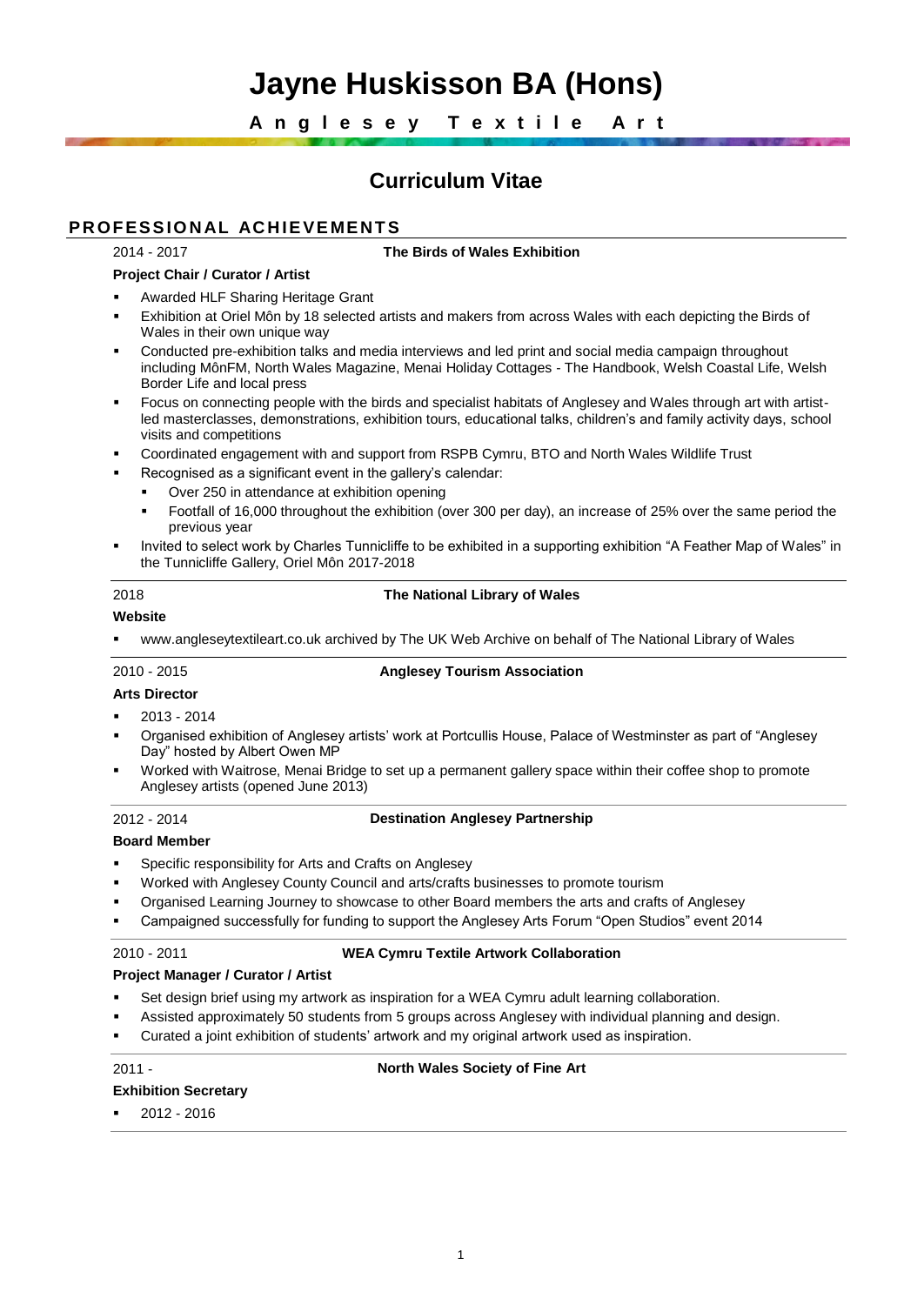# Jayne Huskisson BA (Hons)

**Anglesey Textile Art**

## Curriculum Vitae

## PROFESSIONAL ACHIEVEMENTS

2014 - 2017 **The Birds of Wales Exhibition**

**Project Chair / Curator / Artist**

- Awarded HLF Sharing Heritage Grant
- Exhibition at Oriel Môn by 18 selected artists and makers from across Wales with each depicting the Birds of Wales in their own unique way
- Conducted pre-exhibition talks and media interviews and led print and social media campaign throughout including MônFM, North Wales Magazine, Menai Holiday Cottages - The Handbook, Welsh Coastal Life, Welsh Border Life and local press
- Focus on connecting people with the birds and specialist habitats of Anglesey and Wales through art with artist-led masterclasses, demonstrations, exhibition tours, educational talks, children's and family activity days, school visits and competitions
- Coordinated engagement with and support from RSPB Cymru, BTO and North Wales Wildlife Trust
- Recognised as a significant event in the gallery's calendar:
  - Over 250 in attendance at exhibition opening
  - Footfall of 16,000 throughout the exhibition (over 300 per day), an increase of 25% over the same period the previous year
- Invited to select work by Charles Tunnicliffe to be exhibited in a supporting exhibition "A Feather Map of Wales" in the Tunnicliffe Gallery, Oriel Môn 2017-2018

---

2018 **The National Library of Wales**

**Website**

- www.angleseytextileart.co.uk archived by The UK Web Archive on behalf of The National Library of Wales

---

2010 - 2015 **Anglesey Tourism Association**

**Arts Director**

- 2013 - 2014
- Organised exhibition of Anglesey artists' work at Portcullis House, Palace of Westminster as part of "Anglesey Day" hosted by Albert Owen MP
- Worked with Waitrose, Menai Bridge to set up a permanent gallery space within their coffee shop to promote Anglesey artists (opened June 2013)

---

2012 - 2014 **Destination Anglesey Partnership**

**Board Member**

- Specific responsibility for Arts and Crafts on Anglesey
- Worked with Anglesey County Council and arts/crafts businesses to promote tourism
- Organised Learning Journey to showcase to other Board members the arts and crafts of Anglesey
- Campaigned successfully for funding to support the Anglesey Arts Forum "Open Studios" event 2014

---

2010 - 2011 **WEA Cymru Textile Artwork Collaboration**

**Project Manager / Curator / Artist**

- Set design brief using my artwork as inspiration for a WEA Cymru adult learning collaboration.
- Assisted approximately 50 students from 5 groups across Anglesey with individual planning and design.
- Curated a joint exhibition of students' artwork and my original artwork used as inspiration.

---

2011 - **North Wales Society of Fine Art**

**Exhibition Secretary**

- 2012 - 2016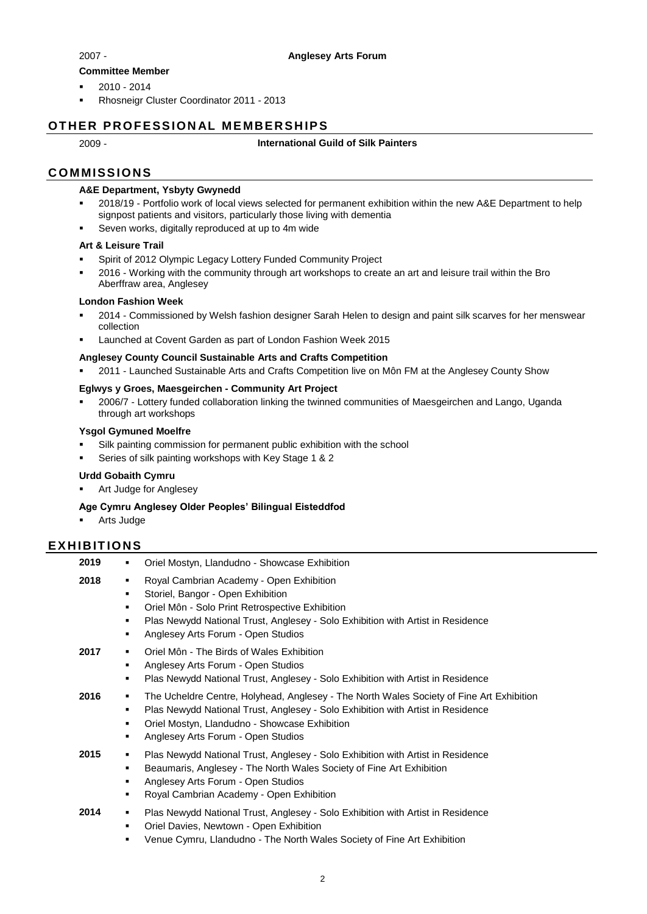2007 - **Anglesey Arts Forum**

**Committee Member**

- 2010 - 2014
- Rhosneigr Cluster Coordinator 2011 - 2013

## OTHER PROFESSIONAL MEMBERSHIPS

2009 - **International Guild of Silk Painters**

## COMMISSIONS

**A&E Department, Ysbyty Gwynedd**

- 2018/19 - Portfolio work of local views selected for permanent exhibition within the new A&E Department to help signpost patients and visitors, particularly those living with dementia
- Seven works, digitally reproduced at up to 4m wide

**Art & Leisure Trail**

- Spirit of 2012 Olympic Legacy Lottery Funded Community Project
- 2016 - Working with the community through art workshops to create an art and leisure trail within the Bro Aberffraw area, Anglesey

**London Fashion Week**

- 2014 - Commissioned by Welsh fashion designer Sarah Helen to design and paint silk scarves for her menswear collection
- Launched at Covent Garden as part of London Fashion Week 2015

**Anglesey County Council Sustainable Arts and Crafts Competition**

- 2011 - Launched Sustainable Arts and Crafts Competition live on Môn FM at the Anglesey County Show

**Eglwys y Groes, Maesgeirchen - Community Art Project**

- 2006/7 - Lottery funded collaboration linking the twinned communities of Maesgeirchen and Lango, Uganda through art workshops

**Ysgol Gymuned Moelfre**

- Silk painting commission for permanent public exhibition with the school
- Series of silk painting workshops with Key Stage 1 & 2

**Urdd Gobaith Cymru**

- Art Judge for Anglesey

**Age Cymru Anglesey Older Peoples' Bilingual Eisteddfod**

- Arts Judge

## EXHIBITIONS

**2019**
- Oriel Mostyn, Llandudno - Showcase Exhibition

**2018**
- Royal Cambrian Academy - Open Exhibition
- Storiel, Bangor - Open Exhibition
- Oriel Môn - Solo Print Retrospective Exhibition
- Plas Newydd National Trust, Anglesey - Solo Exhibition with Artist in Residence
- Anglesey Arts Forum - Open Studios

**2017**
- Oriel Môn - The Birds of Wales Exhibition
- Anglesey Arts Forum - Open Studios
- Plas Newydd National Trust, Anglesey - Solo Exhibition with Artist in Residence

**2016**
- The Ucheldre Centre, Holyhead, Anglesey - The North Wales Society of Fine Art Exhibition
- Plas Newydd National Trust, Anglesey - Solo Exhibition with Artist in Residence
- Oriel Mostyn, Llandudno - Showcase Exhibition
- Anglesey Arts Forum - Open Studios

**2015**
- Plas Newydd National Trust, Anglesey - Solo Exhibition with Artist in Residence
- Beaumaris, Anglesey - The North Wales Society of Fine Art Exhibition
- Anglesey Arts Forum - Open Studios
- Royal Cambrian Academy - Open Exhibition

**2014**
- Plas Newydd National Trust, Anglesey - Solo Exhibition with Artist in Residence
- Oriel Davies, Newtown - Open Exhibition
- Venue Cymru, Llandudno - The North Wales Society of Fine Art Exhibition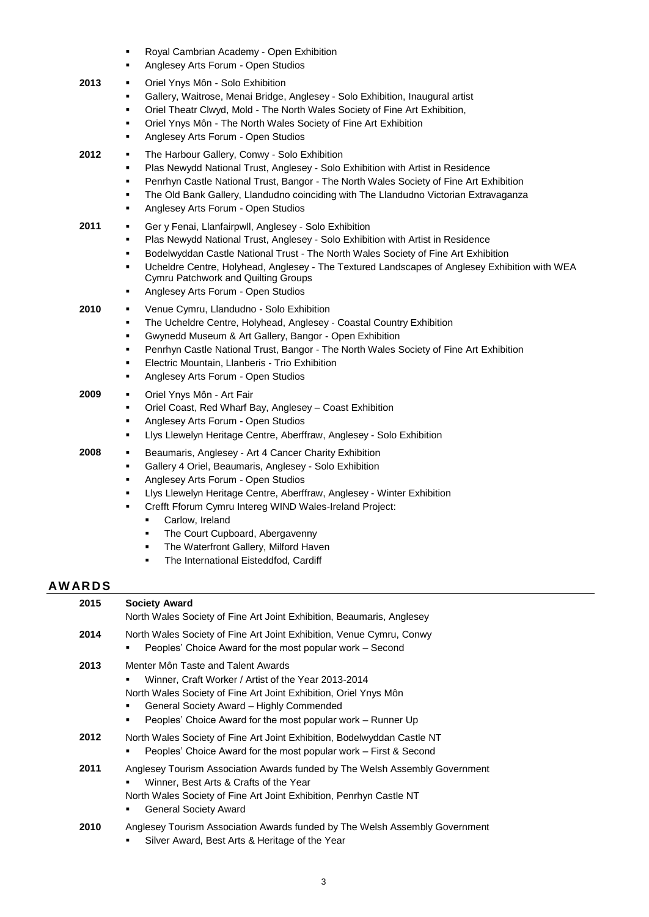- Royal Cambrian Academy - Open Exhibition
- Anglesey Arts Forum - Open Studios

**2013**

- Oriel Ynys Môn - Solo Exhibition
- Gallery, Waitrose, Menai Bridge, Anglesey - Solo Exhibition, Inaugural artist
- Oriel Theatr Clwyd, Mold - The North Wales Society of Fine Art Exhibition,
- Oriel Ynys Môn - The North Wales Society of Fine Art Exhibition
- Anglesey Arts Forum - Open Studios

**2012**

- The Harbour Gallery, Conwy - Solo Exhibition
- Plas Newydd National Trust, Anglesey - Solo Exhibition with Artist in Residence
- Penrhyn Castle National Trust, Bangor - The North Wales Society of Fine Art Exhibition
- The Old Bank Gallery, Llandudno coinciding with The Llandudno Victorian Extravaganza
- Anglesey Arts Forum - Open Studios

**2011**

- Ger y Fenai, Llanfairpwll, Anglesey - Solo Exhibition
- Plas Newydd National Trust, Anglesey - Solo Exhibition with Artist in Residence
- Bodelwyddan Castle National Trust - The North Wales Society of Fine Art Exhibition
- Ucheldre Centre, Holyhead, Anglesey - The Textured Landscapes of Anglesey Exhibition with WEA Cymru Patchwork and Quilting Groups
- Anglesey Arts Forum - Open Studios

**2010**

- Venue Cymru, Llandudno - Solo Exhibition
- The Ucheldre Centre, Holyhead, Anglesey - Coastal Country Exhibition
- Gwynedd Museum & Art Gallery, Bangor - Open Exhibition
- Penrhyn Castle National Trust, Bangor - The North Wales Society of Fine Art Exhibition
- Electric Mountain, Llanberis - Trio Exhibition
- Anglesey Arts Forum - Open Studios

**2009**

- Oriel Ynys Môn - Art Fair
- Oriel Coast, Red Wharf Bay, Anglesey – Coast Exhibition
- Anglesey Arts Forum - Open Studios
- Llys Llewelyn Heritage Centre, Aberffraw, Anglesey - Solo Exhibition

**2008**

- Beaumaris, Anglesey - Art 4 Cancer Charity Exhibition
- Gallery 4 Oriel, Beaumaris, Anglesey - Solo Exhibition
- Anglesey Arts Forum - Open Studios
- Llys Llewelyn Heritage Centre, Aberffraw, Anglesey - Winter Exhibition
- Crefft Fforum Cymru Intereg WIND Wales-Ireland Project:
  - Carlow, Ireland
  - The Court Cupboard, Abergavenny
  - The Waterfront Gallery, Milford Haven
  - The International Eisteddfod, Cardiff

## AWARDS

**2015**

**Society Award**
North Wales Society of Fine Art Joint Exhibition, Beaumaris, Anglesey

**2014**

North Wales Society of Fine Art Joint Exhibition, Venue Cymru, Conwy

- Peoples' Choice Award for the most popular work – Second

**2013**

Menter Môn Taste and Talent Awards

- Winner, Craft Worker / Artist of the Year 2013-2014

North Wales Society of Fine Art Joint Exhibition, Oriel Ynys Môn

- General Society Award – Highly Commended
- Peoples' Choice Award for the most popular work – Runner Up

**2012**

North Wales Society of Fine Art Joint Exhibition, Bodelwyddan Castle NT

- Peoples' Choice Award for the most popular work – First & Second

**2011**

Anglesey Tourism Association Awards funded by The Welsh Assembly Government

- Winner, Best Arts & Crafts of the Year

North Wales Society of Fine Art Joint Exhibition, Penrhyn Castle NT

- General Society Award

**2010**

Anglesey Tourism Association Awards funded by The Welsh Assembly Government

- Silver Award, Best Arts & Heritage of the Year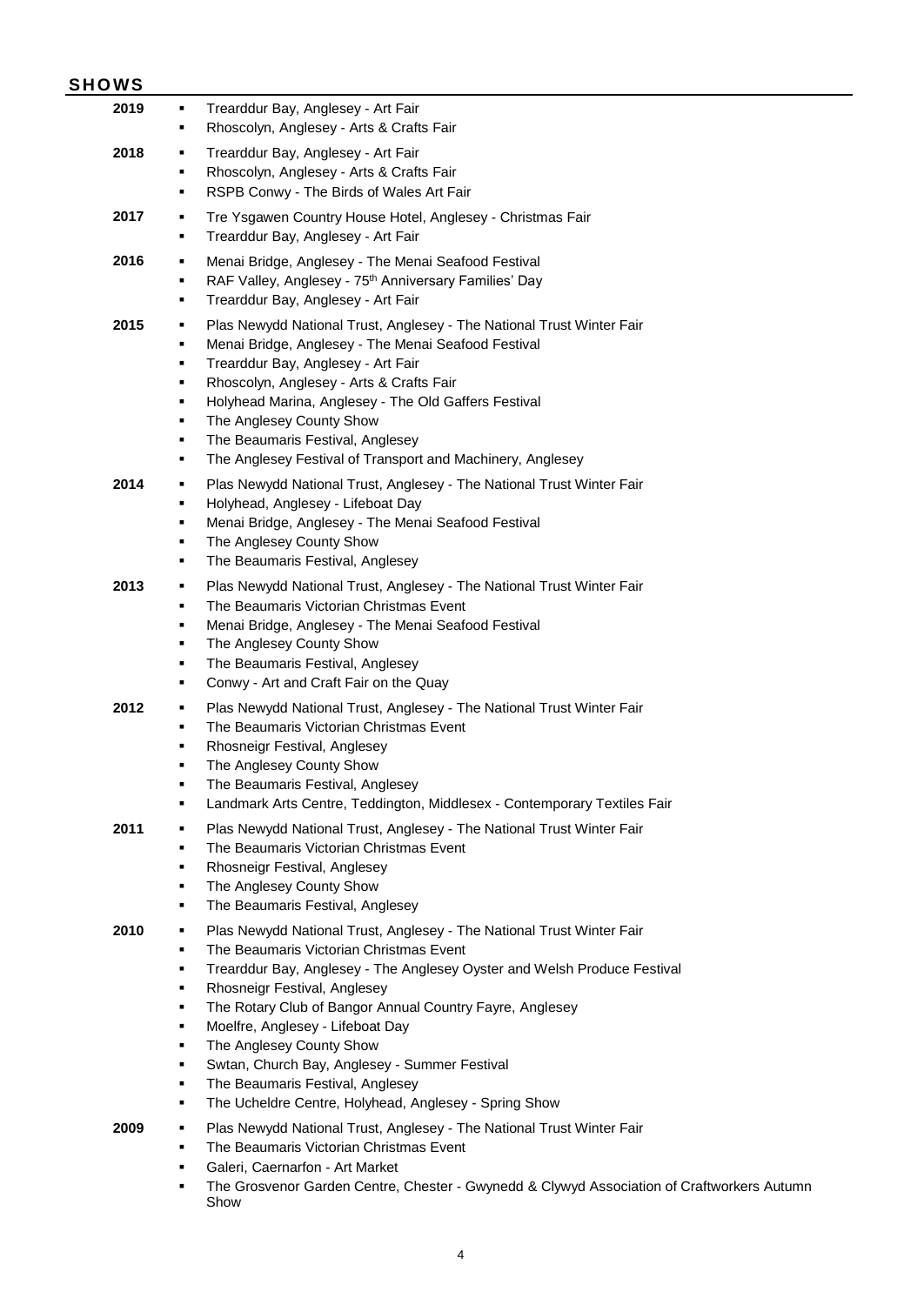## SHOWS

**2019**
- Trearddur Bay, Anglesey - Art Fair
- Rhoscolyn, Anglesey - Arts & Crafts Fair

**2018**
- Trearddur Bay, Anglesey - Art Fair
- Rhoscolyn, Anglesey - Arts & Crafts Fair
- RSPB Conwy - The Birds of Wales Art Fair

**2017**
- Tre Ysgawen Country House Hotel, Anglesey - Christmas Fair
- Trearddur Bay, Anglesey - Art Fair

**2016**
- Menai Bridge, Anglesey - The Menai Seafood Festival
- RAF Valley, Anglesey - 75th Anniversary Families' Day
- Trearddur Bay, Anglesey - Art Fair

**2015**
- Plas Newydd National Trust, Anglesey - The National Trust Winter Fair
- Menai Bridge, Anglesey - The Menai Seafood Festival
- Trearddur Bay, Anglesey - Art Fair
- Rhoscolyn, Anglesey - Arts & Crafts Fair
- Holyhead Marina, Anglesey - The Old Gaffers Festival
- The Anglesey County Show
- The Beaumaris Festival, Anglesey
- The Anglesey Festival of Transport and Machinery, Anglesey

**2014**
- Plas Newydd National Trust, Anglesey - The National Trust Winter Fair
- Holyhead, Anglesey - Lifeboat Day
- Menai Bridge, Anglesey - The Menai Seafood Festival
- The Anglesey County Show
- The Beaumaris Festival, Anglesey

**2013**
- Plas Newydd National Trust, Anglesey - The National Trust Winter Fair
- The Beaumaris Victorian Christmas Event
- Menai Bridge, Anglesey - The Menai Seafood Festival
- The Anglesey County Show
- The Beaumaris Festival, Anglesey
- Conwy - Art and Craft Fair on the Quay

**2012**
- Plas Newydd National Trust, Anglesey - The National Trust Winter Fair
- The Beaumaris Victorian Christmas Event
- Rhosneigr Festival, Anglesey
- The Anglesey County Show
- The Beaumaris Festival, Anglesey
- Landmark Arts Centre, Teddington, Middlesex - Contemporary Textiles Fair

**2011**
- Plas Newydd National Trust, Anglesey - The National Trust Winter Fair
- The Beaumaris Victorian Christmas Event
- Rhosneigr Festival, Anglesey
- The Anglesey County Show
- The Beaumaris Festival, Anglesey

**2010**
- Plas Newydd National Trust, Anglesey - The National Trust Winter Fair
- The Beaumaris Victorian Christmas Event
- Trearddur Bay, Anglesey - The Anglesey Oyster and Welsh Produce Festival
- Rhosneigr Festival, Anglesey
- The Rotary Club of Bangor Annual Country Fayre, Anglesey
- Moelfre, Anglesey - Lifeboat Day
- The Anglesey County Show
- Swtan, Church Bay, Anglesey - Summer Festival
- The Beaumaris Festival, Anglesey
- The Ucheldre Centre, Holyhead, Anglesey - Spring Show

**2009**
- Plas Newydd National Trust, Anglesey - The National Trust Winter Fair
- The Beaumaris Victorian Christmas Event
- Galeri, Caernarfon - Art Market
- The Grosvenor Garden Centre, Chester - Gwynedd & Clywyd Association of Craftworkers Autumn Show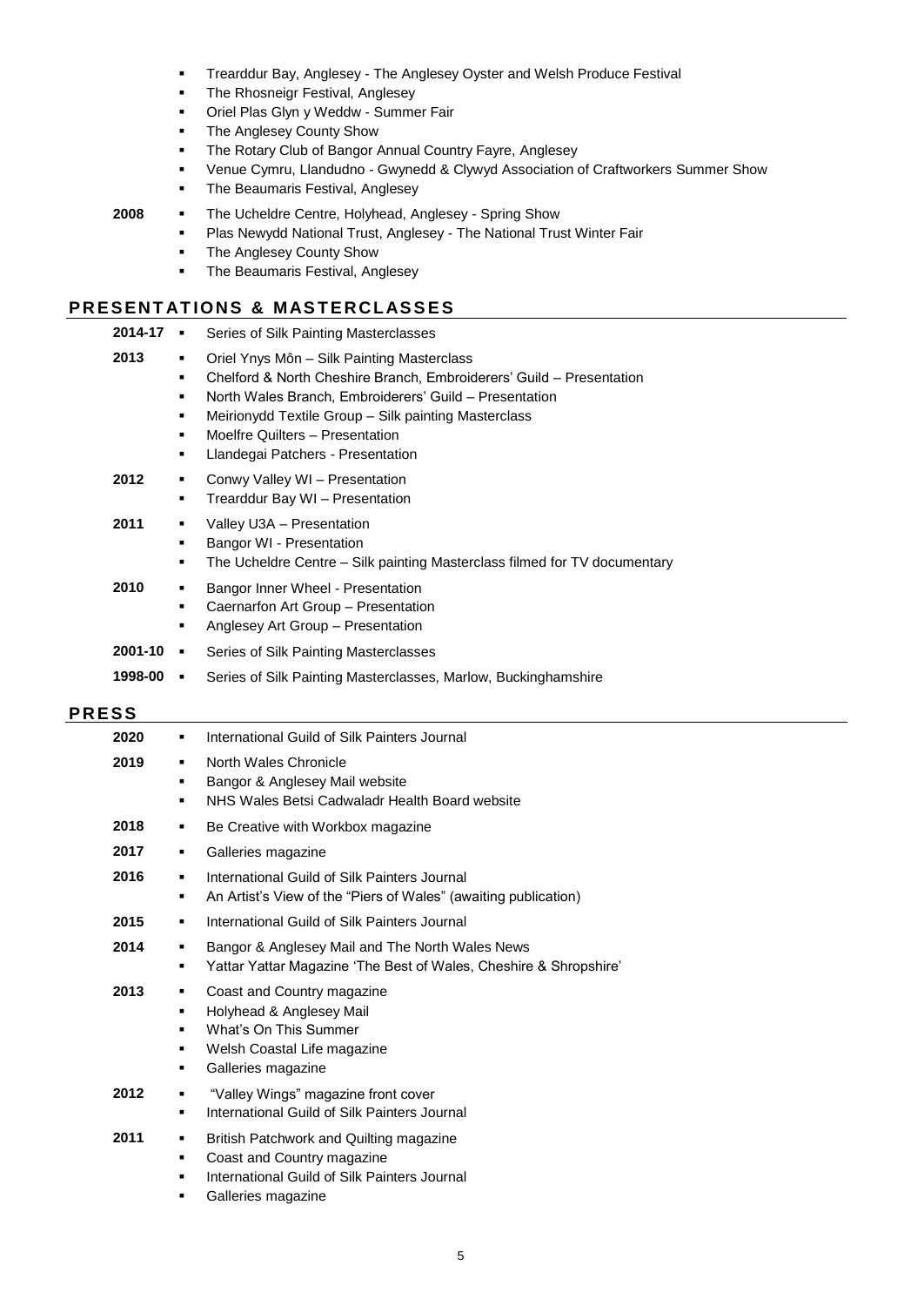- Trearddur Bay, Anglesey - The Anglesey Oyster and Welsh Produce Festival
- The Rhosneigr Festival, Anglesey
- Oriel Plas Glyn y Weddw - Summer Fair
- The Anglesey County Show
- The Rotary Club of Bangor Annual Country Fayre, Anglesey
- Venue Cymru, Llandudno - Gwynedd & Clywyd Association of Craftworkers Summer Show
- The Beaumaris Festival, Anglesey

**2008**
- The Ucheldre Centre, Holyhead, Anglesey - Spring Show
- Plas Newydd National Trust, Anglesey - The National Trust Winter Fair
- The Anglesey County Show
- The Beaumaris Festival, Anglesey

## PRESENTATIONS & MASTERCLASSES

**2014-17**
- Series of Silk Painting Masterclasses

**2013**
- Oriel Ynys Môn – Silk Painting Masterclass
- Chelford & North Cheshire Branch, Embroiderers' Guild – Presentation
- North Wales Branch, Embroiderers' Guild – Presentation
- Meirionydd Textile Group – Silk painting Masterclass
- Moelfre Quilters – Presentation
- Llandegai Patchers - Presentation

**2012**
- Conwy Valley WI – Presentation
- Trearddur Bay WI – Presentation

**2011**
- Valley U3A – Presentation
- Bangor WI - Presentation
- The Ucheldre Centre – Silk painting Masterclass filmed for TV documentary

**2010**
- Bangor Inner Wheel - Presentation
- Caernarfon Art Group – Presentation
- Anglesey Art Group – Presentation

**2001-10**
- Series of Silk Painting Masterclasses

**1998-00**
- Series of Silk Painting Masterclasses, Marlow, Buckinghamshire

## PRESS

**2020**
- International Guild of Silk Painters Journal

**2019**
- North Wales Chronicle
- Bangor & Anglesey Mail website
- NHS Wales Betsi Cadwaladr Health Board website

**2018**
- Be Creative with Workbox magazine

**2017**
- Galleries magazine

**2016**
- International Guild of Silk Painters Journal
- An Artist's View of the "Piers of Wales" (awaiting publication)

**2015**
- International Guild of Silk Painters Journal

**2014**
- Bangor & Anglesey Mail and The North Wales News
- Yattar Yattar Magazine 'The Best of Wales, Cheshire & Shropshire'

**2013**
- Coast and Country magazine
- Holyhead & Anglesey Mail
- What's On This Summer
- Welsh Coastal Life magazine
- Galleries magazine

**2012**
- "Valley Wings" magazine front cover
- International Guild of Silk Painters Journal

**2011**
- British Patchwork and Quilting magazine
- Coast and Country magazine
- International Guild of Silk Painters Journal
- Galleries magazine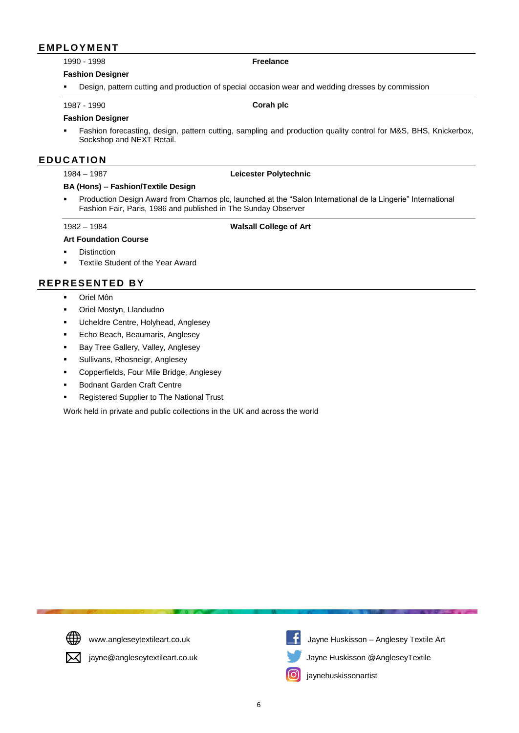## EMPLOYMENT

1990 - 1998 **Freelance**

**Fashion Designer**

- Design, pattern cutting and production of special occasion wear and wedding dresses by commission

1987 - 1990 **Corah plc**

**Fashion Designer**

- Fashion forecasting, design, pattern cutting, sampling and production quality control for M&S, BHS, Knickerbox, Sockshop and NEXT Retail.

## EDUCATION

1984 – 1987 **Leicester Polytechnic**

**BA (Hons) – Fashion/Textile Design**

- Production Design Award from Charnos plc, launched at the "Salon International de la Lingerie" International Fashion Fair, Paris, 1986 and published in The Sunday Observer

1982 – 1984 **Walsall College of Art**

**Art Foundation Course**

- Distinction
- Textile Student of the Year Award

## REPRESENTED BY

- Oriel Môn
- Oriel Mostyn, Llandudno
- Ucheldre Centre, Holyhead, Anglesey
- Echo Beach, Beaumaris, Anglesey
- Bay Tree Gallery, Valley, Anglesey
- Sullivans, Rhosneigr, Anglesey
- Copperfields, Four Mile Bridge, Anglesey
- Bodnant Garden Craft Centre
- Registered Supplier to The National Trust

Work held in private and public collections in the UK and across the world

www.angleseytextileart.co.uk

jayne@angleseytextileart.co.uk

Jayne Huskisson – Anglesey Textile Art

Jayne Huskisson @AngleseyTextile

jaynehuskissonartist